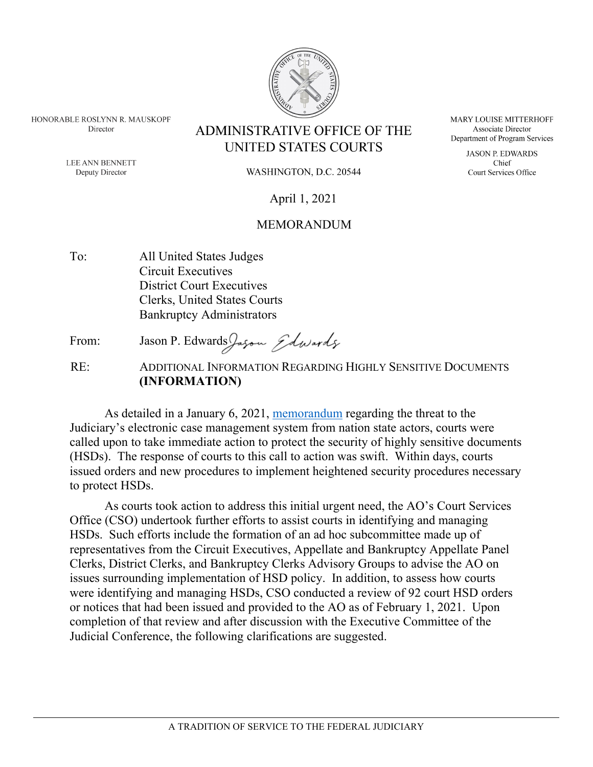HONORABLE ROSLYNN R. MAUSKOPF
Director

LEE ANN BENNETT
Deputy Director

# ADMINISTRATIVE OFFICE OF THE UNITED STATES COURTS

WASHINGTON, D.C. 20544

MARY LOUISE MITTERHOFF
Associate Director
Department of Program Services

JASON P. EDWARDS
Chief
Court Services Office

April 1, 2021

## MEMORANDUM

To: All United States Judges
Circuit Executives
District Court Executives
Clerks, United States Courts
Bankruptcy Administrators

From: Jason P. Edwards

RE: ADDITIONAL INFORMATION REGARDING HIGHLY SENSITIVE DOCUMENTS **(INFORMATION)**

As detailed in a January 6, 2021, memorandum regarding the threat to the Judiciary's electronic case management system from nation state actors, courts were called upon to take immediate action to protect the security of highly sensitive documents (HSDs). The response of courts to this call to action was swift. Within days, courts issued orders and new procedures to implement heightened security procedures necessary to protect HSDs.

As courts took action to address this initial urgent need, the AO's Court Services Office (CSO) undertook further efforts to assist courts in identifying and managing HSDs. Such efforts include the formation of an ad hoc subcommittee made up of representatives from the Circuit Executives, Appellate and Bankruptcy Appellate Panel Clerks, District Clerks, and Bankruptcy Clerks Advisory Groups to advise the AO on issues surrounding implementation of HSD policy. In addition, to assess how courts were identifying and managing HSDs, CSO conducted a review of 92 court HSD orders or notices that had been issued and provided to the AO as of February 1, 2021. Upon completion of that review and after discussion with the Executive Committee of the Judicial Conference, the following clarifications are suggested.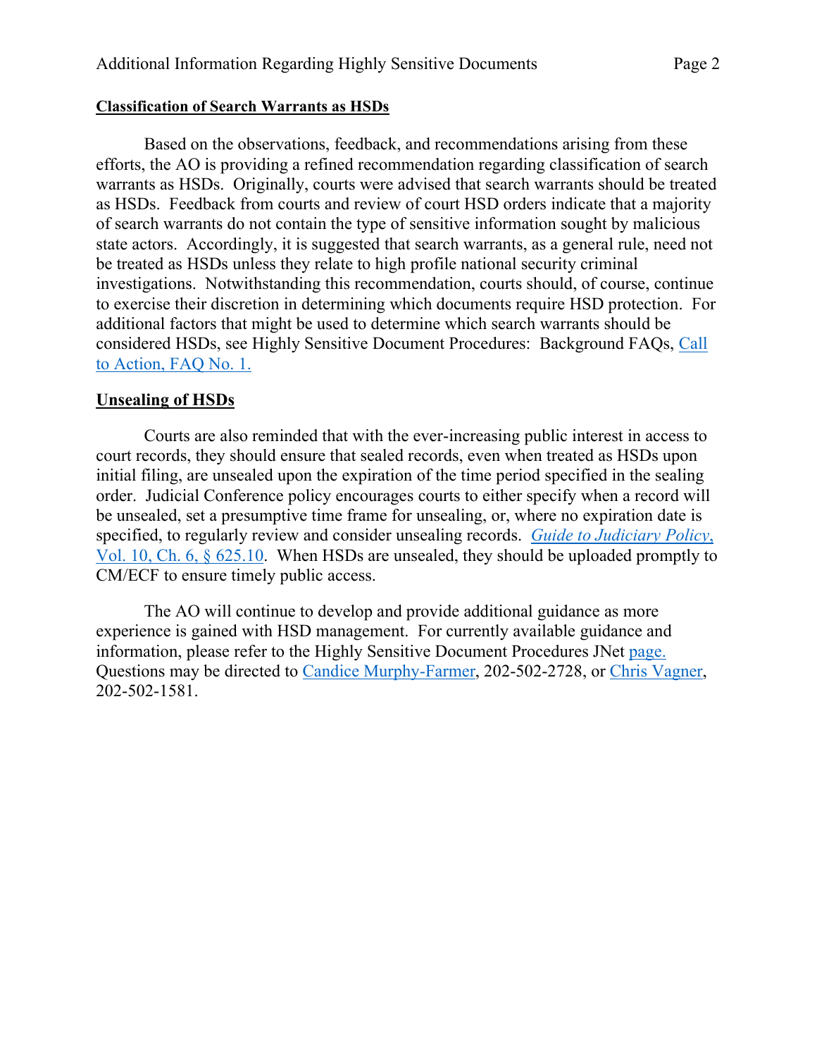**Classification of Search Warrants as HSDs**

Based on the observations, feedback, and recommendations arising from these efforts, the AO is providing a refined recommendation regarding classification of search warrants as HSDs. Originally, courts were advised that search warrants should be treated as HSDs. Feedback from courts and review of court HSD orders indicate that a majority of search warrants do not contain the type of sensitive information sought by malicious state actors. Accordingly, it is suggested that search warrants, as a general rule, need not be treated as HSDs unless they relate to high profile national security criminal investigations. Notwithstanding this recommendation, courts should, of course, continue to exercise their discretion in determining which documents require HSD protection. For additional factors that might be used to determine which search warrants should be considered HSDs, see Highly Sensitive Document Procedures: Background FAQs, Call to Action, FAQ No. 1.

**Unsealing of HSDs**

Courts are also reminded that with the ever-increasing public interest in access to court records, they should ensure that sealed records, even when treated as HSDs upon initial filing, are unsealed upon the expiration of the time period specified in the sealing order. Judicial Conference policy encourages courts to either specify when a record will be unsealed, set a presumptive time frame for unsealing, or, where no expiration date is specified, to regularly review and consider unsealing records. *Guide to Judiciary Policy*, Vol. 10, Ch. 6, § 625.10. When HSDs are unsealed, they should be uploaded promptly to CM/ECF to ensure timely public access.

The AO will continue to develop and provide additional guidance as more experience is gained with HSD management. For currently available guidance and information, please refer to the Highly Sensitive Document Procedures JNet page. Questions may be directed to Candice Murphy-Farmer, 202-502-2728, or Chris Vagner, 202-502-1581.